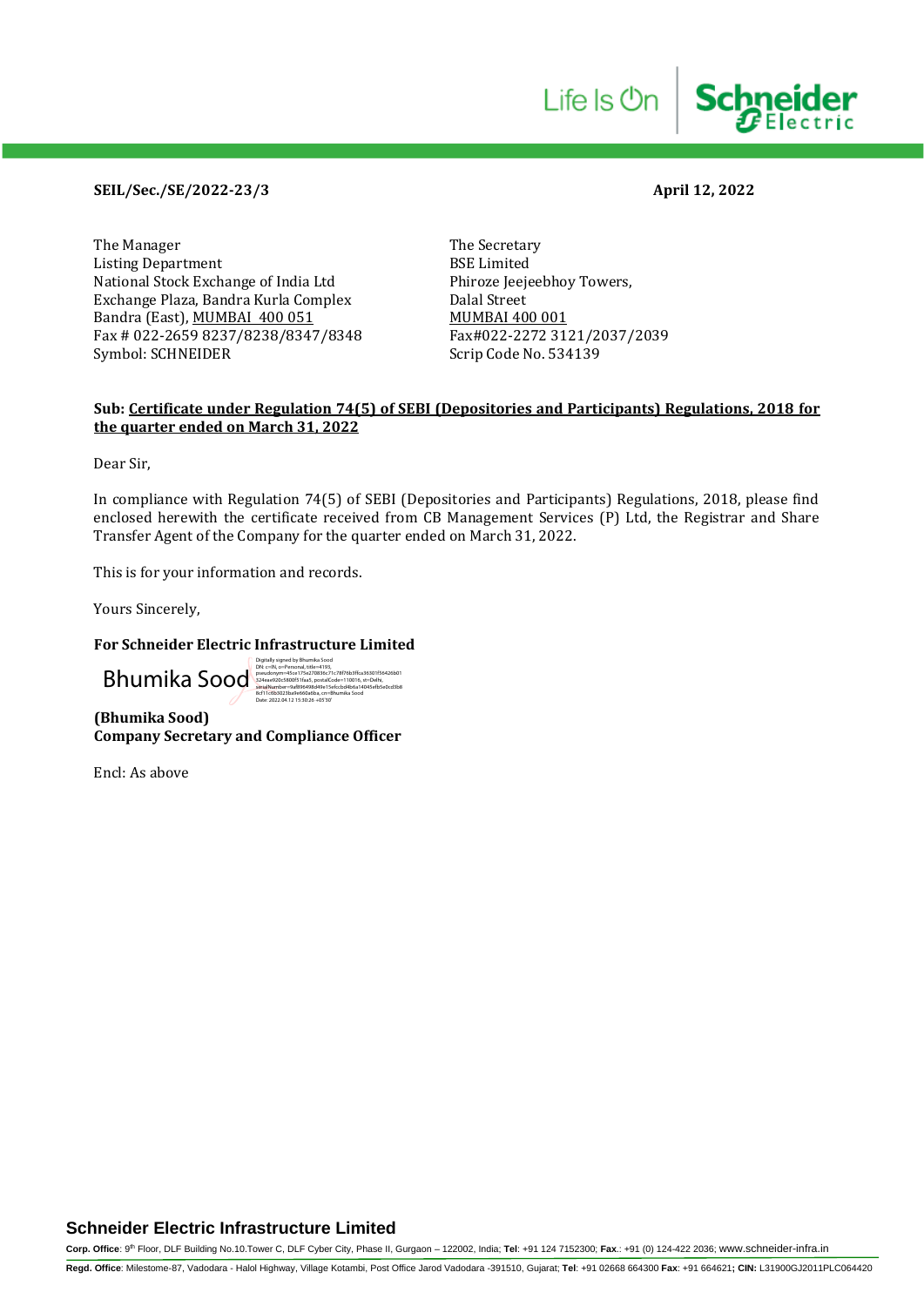**SEIL/Sec./SE/2022-23/3**

**April 12, 2022**

The Manager
Listing Department
National Stock Exchange of India Ltd
Exchange Plaza, Bandra Kurla Complex
Bandra (East), MUMBAI 400 051
Fax # 022-2659 8237/8238/8347/8348
Symbol: SCHNEIDER

The Secretary
BSE Limited
Phiroze Jeejeebhoy Towers,
Dalal Street
MUMBAI 400 001
Fax#022-2272 3121/2037/2039
Scrip Code No. 534139

**Sub: Certificate under Regulation 74(5) of SEBI (Depositories and Participants) Regulations, 2018 for the quarter ended on March 31, 2022**

Dear Sir,

In compliance with Regulation 74(5) of SEBI (Depositories and Participants) Regulations, 2018, please find enclosed herewith the certificate received from CB Management Services (P) Ltd, the Registrar and Share Transfer Agent of the Company for the quarter ended on March 31, 2022.

This is for your information and records.

Yours Sincerely,

**For Schneider Electric Infrastructure Limited**

Bhumika Sood

Digitally signed by Bhumika Sood
Date: 2022.04.12 15:30:26 +05'30'

**(Bhumika Sood)**
**Company Secretary and Compliance Officer**

Encl: As above

**Schneider Electric Infrastructure Limited**

**Corp. Office**: 9th Floor, DLF Building No.10.Tower C, DLF Cyber City, Phase II, Gurgaon – 122002, India; **Tel**: +91 124 7152300; **Fax**.: +91 (0) 124-422 2036; www.schneider-infra.in

**Regd. Office**: Milestome-87, Vadodara - Halol Highway, Village Kotambi, Post Office Jarod Vadodara -391510, Gujarat; **Tel**: +91 02668 664300 **Fax**: +91 664621; **CIN:** L31900GJ2011PLC064420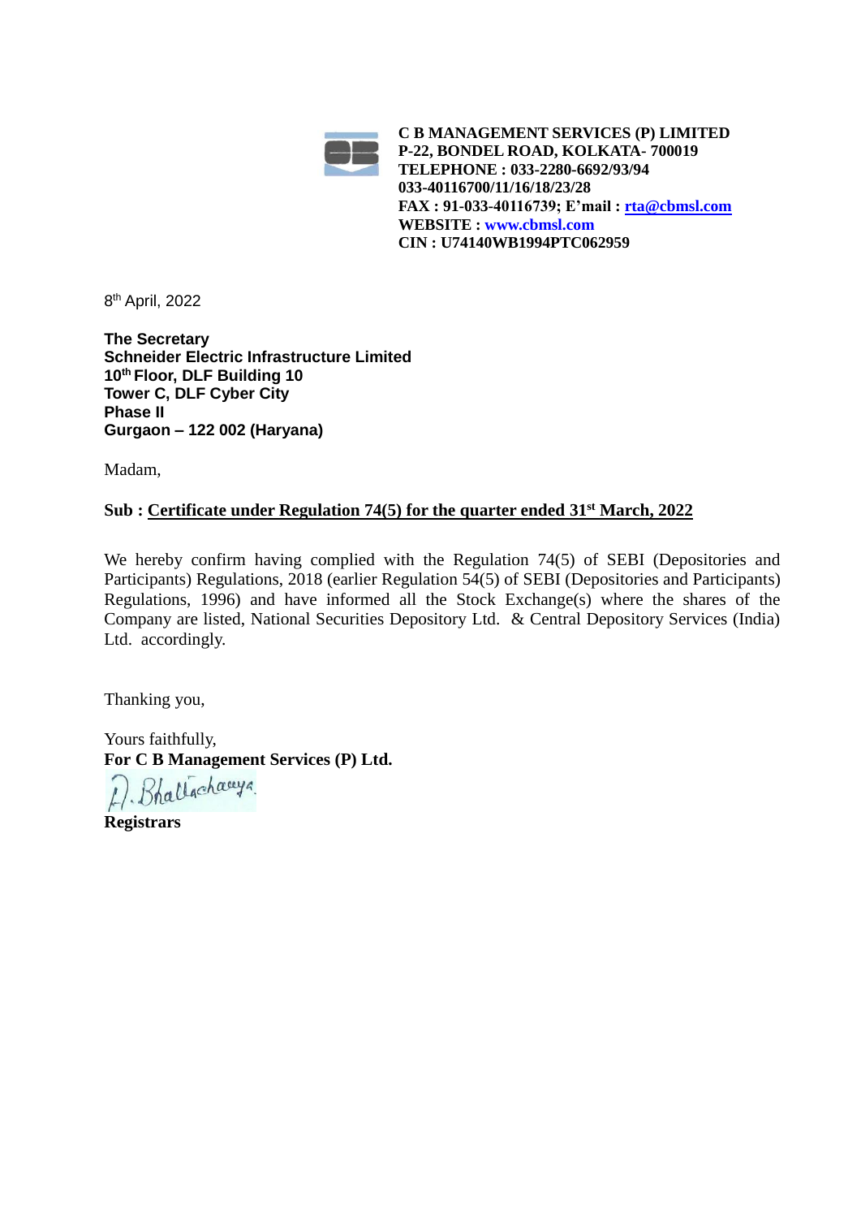**C B MANAGEMENT SERVICES (P) LIMITED**
**P-22, BONDEL ROAD, KOLKATA- 700019**
**TELEPHONE : 033-2280-6692/93/94**
**033-40116700/11/16/18/23/28**
**FAX : 91-033-40116739; E'mail : rta@cbmsl.com**
**WEBSITE : www.cbmsl.com**
**CIN : U74140WB1994PTC062959**

8th April, 2022

**The Secretary**
**Schneider Electric Infrastructure Limited**
**10th Floor, DLF Building 10**
**Tower C, DLF Cyber City**
**Phase II**
**Gurgaon – 122 002 (Haryana)**

Madam,

**Sub : Certificate under Regulation 74(5) for the quarter ended 31st March, 2022**

We hereby confirm having complied with the Regulation 74(5) of SEBI (Depositories and Participants) Regulations, 2018 (earlier Regulation 54(5) of SEBI (Depositories and Participants) Regulations, 1996) and have informed all the Stock Exchange(s) where the shares of the Company are listed, National Securities Depository Ltd. & Central Depository Services (India) Ltd. accordingly.

Thanking you,

Yours faithfully,
**For C B Management Services (P) Ltd.**

D. Bhattacharya

**Registrars**